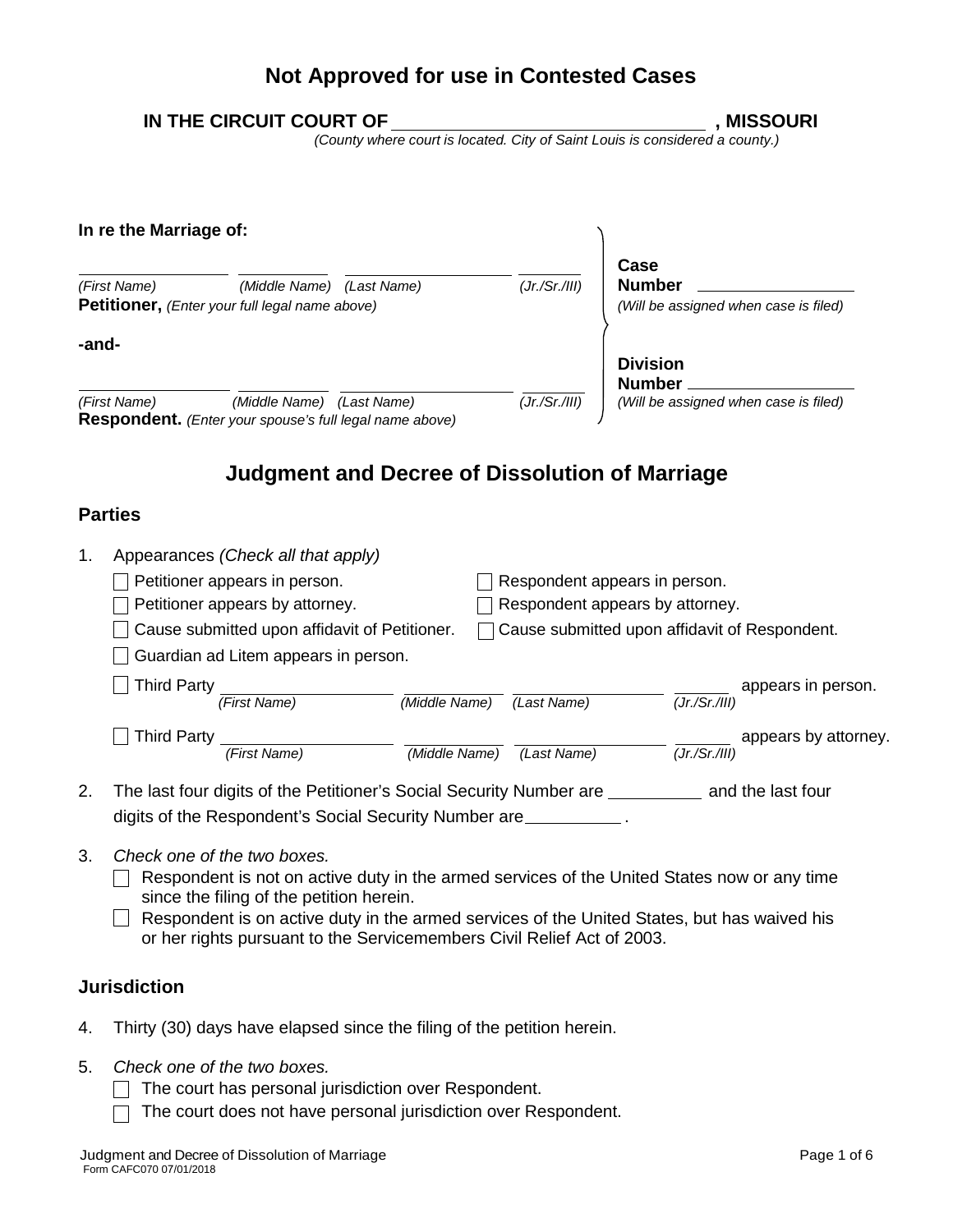# Not Approved for use in Contested Cases

**IN THE CIRCUIT COURT OF ______________________________ , MISSOURI**
*(County where court is located. City of Saint Louis is considered a county.)*

**In re the Marriage of:**

______________ ____________ ______________ ________
*(First Name) (Middle Name) (Last Name) (Jr./Sr./III)*
**Petitioner,** *(Enter your full legal name above)*

**-and-**

______________ ____________ ______________ ________
*(First Name) (Middle Name) (Last Name) (Jr./Sr./III)*
**Respondent.** *(Enter your spouse's full legal name above)*

**Case Number** ________________
*(Will be assigned when case is filed)*

**Division Number** ________________
*(Will be assigned when case is filed)*

## Judgment and Decree of Dissolution of Marriage

### Parties

1. Appearances *(Check all that apply)*
   - ☐ Petitioner appears in person.
   - ☐ Respondent appears in person.
   - ☐ Petitioner appears by attorney.
   - ☐ Respondent appears by attorney.
   - ☐ Cause submitted upon affidavit of Petitioner.
   - ☐ Cause submitted upon affidavit of Respondent.
   - ☐ Guardian ad Litem appears in person.
   - ☐ Third Party ______________ ____________ ______________ ________ appears in person.
     *(First Name) (Middle Name) (Last Name) (Jr./Sr./III)*
   - ☐ Third Party ______________ ____________ ______________ ________ appears by attorney.
     *(First Name) (Middle Name) (Last Name) (Jr./Sr./III)*

2. The last four digits of the Petitioner's Social Security Number are __________ and the last four digits of the Respondent's Social Security Number are __________ .

3. *Check one of the two boxes.*
   - ☐ Respondent is not on active duty in the armed services of the United States now or any time since the filing of the petition herein.
   - ☐ Respondent is on active duty in the armed services of the United States, but has waived his or her rights pursuant to the Servicemembers Civil Relief Act of 2003.

### Jurisdiction

4. Thirty (30) days have elapsed since the filing of the petition herein.

5. *Check one of the two boxes.*
   - ☐ The court has personal jurisdiction over Respondent.
   - ☐ The court does not have personal jurisdiction over Respondent.

Form CAFC070 07/01/2018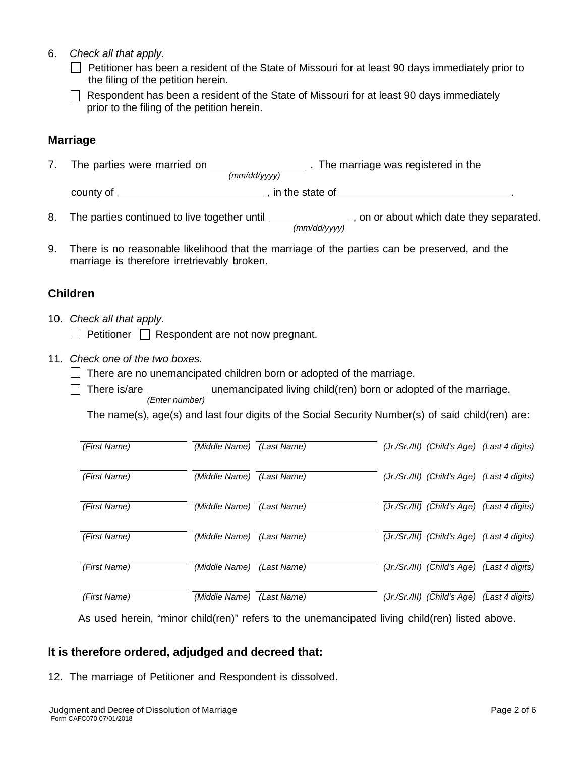6. *Check all that apply.*

   ☐ Petitioner has been a resident of the State of Missouri for at least 90 days immediately prior to the filing of the petition herein.

   ☐ Respondent has been a resident of the State of Missouri for at least 90 days immediately prior to the filing of the petition herein.

## Marriage

7. The parties were married on ________________ *(mm/dd/yyyy)* . The marriage was registered in the county of ________________________ , in the state of ____________________________ .

8. The parties continued to live together until ______________ *(mm/dd/yyyy)* , on or about which date they separated.

9. There is no reasonable likelihood that the marriage of the parties can be preserved, and the marriage is therefore irretrievably broken.

## Children

10. *Check all that apply.*

    ☐ Petitioner ☐ Respondent are not now pregnant.

11. *Check one of the two boxes.*

    ☐ There are no unemancipated children born or adopted of the marriage.

    ☐ There is/are __________ *(Enter number)* unemancipated living child(ren) born or adopted of the marriage.

    The name(s), age(s) and last four digits of the Social Security Number(s) of said child(ren) are:

| *(First Name)* | *(Middle Name)* | *(Last Name)* | *(Jr./Sr./III)* | *(Child's Age)* | *(Last 4 digits)* |
|---|---|---|---|---|---|
| | | | | | |
| | | | | | |
| | | | | | |
| | | | | | |
| | | | | | |
| | | | | | |

As used herein, "minor child(ren)" refers to the unemancipated living child(ren) listed above.

## It is therefore ordered, adjudged and decreed that:

12. The marriage of Petitioner and Respondent is dissolved.

Judgment and Decree of Dissolution of Marriage
Form CAFC070 07/01/2018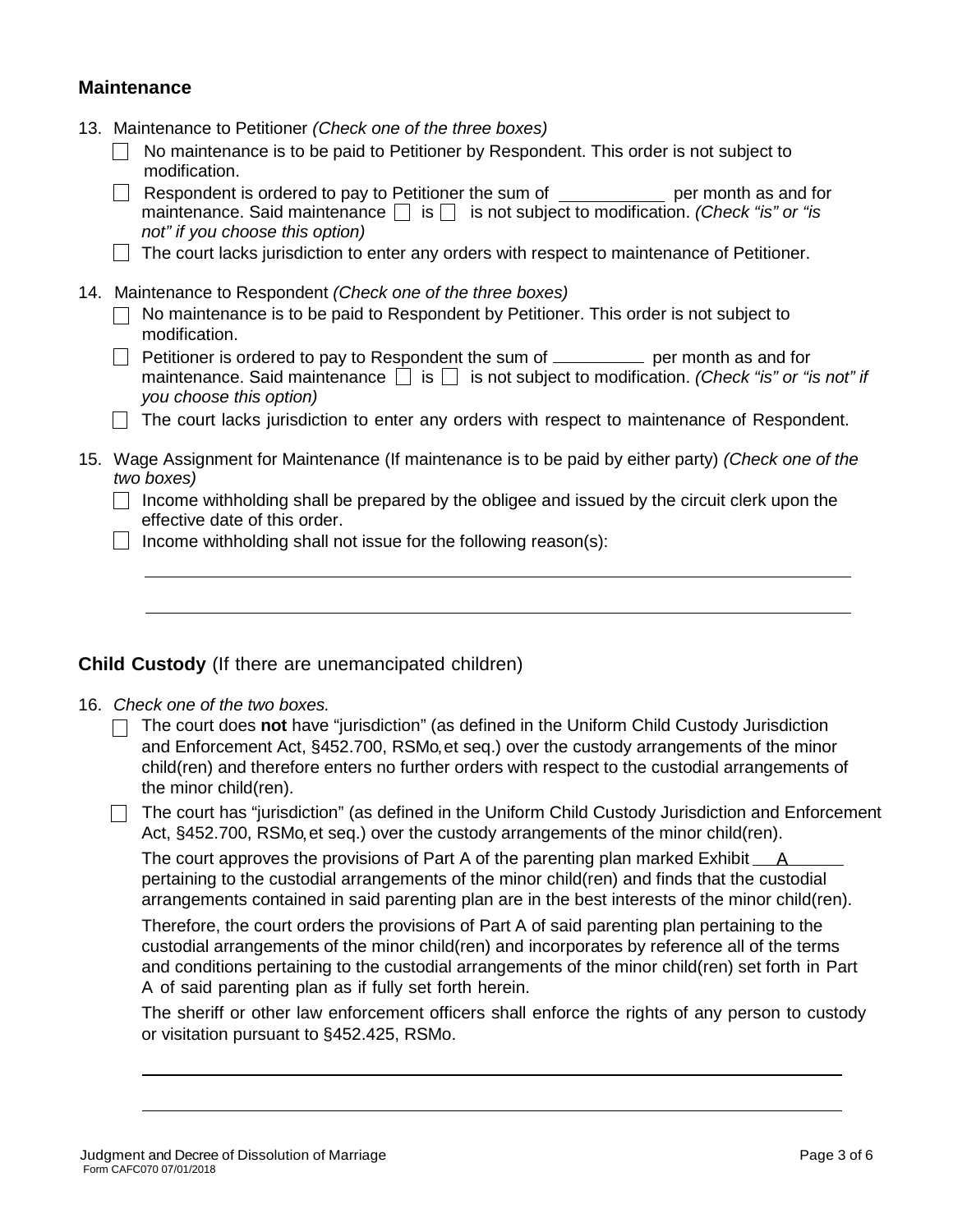## Maintenance

13. Maintenance to Petitioner *(Check one of the three boxes)*
    - ☐ No maintenance is to be paid to Petitioner by Respondent. This order is not subject to modification.
    - ☐ Respondent is ordered to pay to Petitioner the sum of ___________ per month as and for maintenance. Said maintenance ☐ is ☐ is not subject to modification. *(Check "is" or "is not" if you choose this option)*
    - ☐ The court lacks jurisdiction to enter any orders with respect to maintenance of Petitioner.

14. Maintenance to Respondent *(Check one of the three boxes)*
    - ☐ No maintenance is to be paid to Respondent by Petitioner. This order is not subject to modification.
    - ☐ Petitioner is ordered to pay to Respondent the sum of __________ per month as and for maintenance. Said maintenance ☐ is ☐ is not subject to modification. *(Check "is" or "is not" if you choose this option)*
    - ☐ The court lacks jurisdiction to enter any orders with respect to maintenance of Respondent.

15. Wage Assignment for Maintenance (If maintenance is to be paid by either party) *(Check one of the two boxes)*
    - ☐ Income withholding shall be prepared by the obligee and issued by the circuit clerk upon the effective date of this order.
    - ☐ Income withholding shall not issue for the following reason(s):

      ___________________________________________________________________________

      ___________________________________________________________________________

## Child Custody (If there are unemancipated children)

16. *Check one of the two boxes.*
    - ☐ The court does **not** have "jurisdiction" (as defined in the Uniform Child Custody Jurisdiction and Enforcement Act, §452.700, RSMo, et seq.) over the custody arrangements of the minor child(ren) and therefore enters no further orders with respect to the custodial arrangements of the minor child(ren).
    - ☐ The court has "jurisdiction" (as defined in the Uniform Child Custody Jurisdiction and Enforcement Act, §452.700, RSMo, et seq.) over the custody arrangements of the minor child(ren).

      The court approves the provisions of Part A of the parenting plan marked Exhibit __A______ pertaining to the custodial arrangements of the minor child(ren) and finds that the custodial arrangements contained in said parenting plan are in the best interests of the minor child(ren).

      Therefore, the court orders the provisions of Part A of said parenting plan pertaining to the custodial arrangements of the minor child(ren) and incorporates by reference all of the terms and conditions pertaining to the custodial arrangements of the minor child(ren) set forth in Part A of said parenting plan as if fully set forth herein.

      The sheriff or other law enforcement officers shall enforce the rights of any person to custody or visitation pursuant to §452.425, RSMo.

      ___________________________________________________________________________

      ___________________________________________________________________________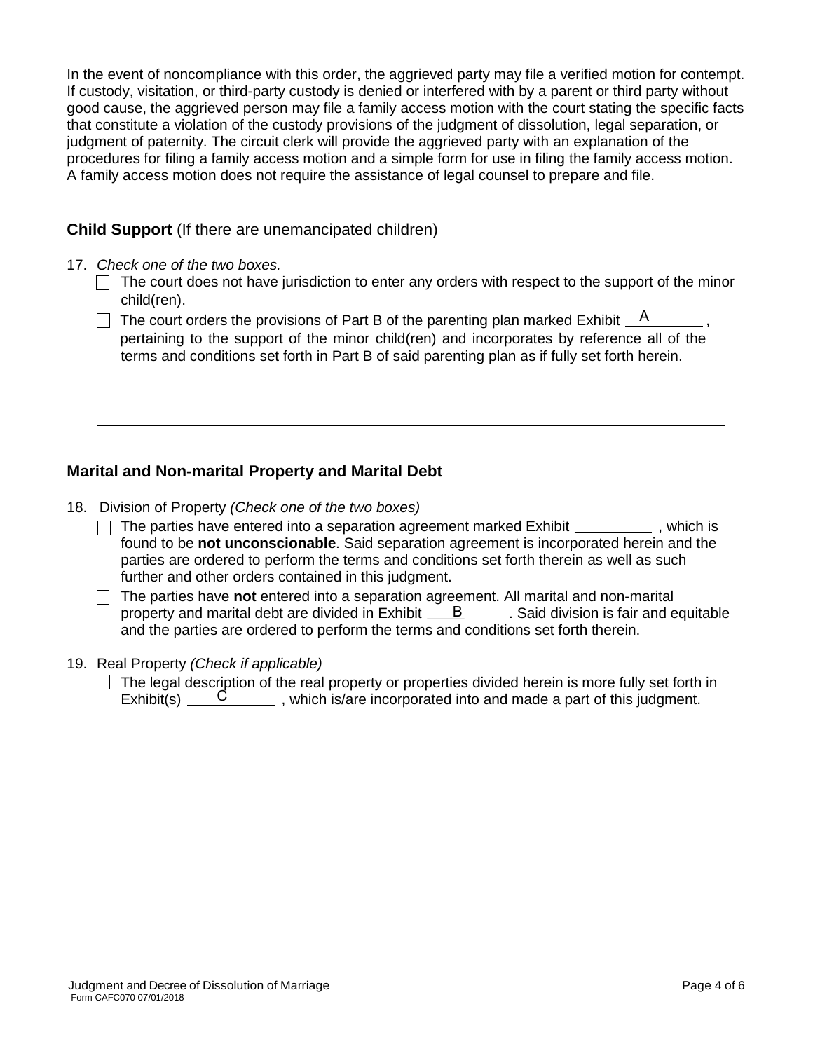In the event of noncompliance with this order, the aggrieved party may file a verified motion for contempt. If custody, visitation, or third-party custody is denied or interfered with by a parent or third party without good cause, the aggrieved person may file a family access motion with the court stating the specific facts that constitute a violation of the custody provisions of the judgment of dissolution, legal separation, or judgment of paternity. The circuit clerk will provide the aggrieved party with an explanation of the procedures for filing a family access motion and a simple form for use in filing the family access motion. A family access motion does not require the assistance of legal counsel to prepare and file.

## **Child Support** (If there are unemancipated children)

17. *Check one of the two boxes.*
    - ☐ The court does not have jurisdiction to enter any orders with respect to the support of the minor child(ren).
    - ☐ The court orders the provisions of Part B of the parenting plan marked Exhibit A, pertaining to the support of the minor child(ren) and incorporates by reference all of the terms and conditions set forth in Part B of said parenting plan as if fully set forth herein.

______________________________________________________________________

______________________________________________________________________

## **Marital and Non-marital Property and Marital Debt**

18. Division of Property *(Check one of the two boxes)*
    - ☐ The parties have entered into a separation agreement marked Exhibit __________, which is found to be **not unconscionable**. Said separation agreement is incorporated herein and the parties are ordered to perform the terms and conditions set forth therein as well as such further and other orders contained in this judgment.
    - ☐ The parties have **not** entered into a separation agreement. All marital and non-marital property and marital debt are divided in Exhibit B. Said division is fair and equitable and the parties are ordered to perform the terms and conditions set forth therein.

19. Real Property *(Check if applicable)*
    - ☐ The legal description of the real property or properties divided herein is more fully set forth in Exhibit(s) C, which is/are incorporated into and made a part of this judgment.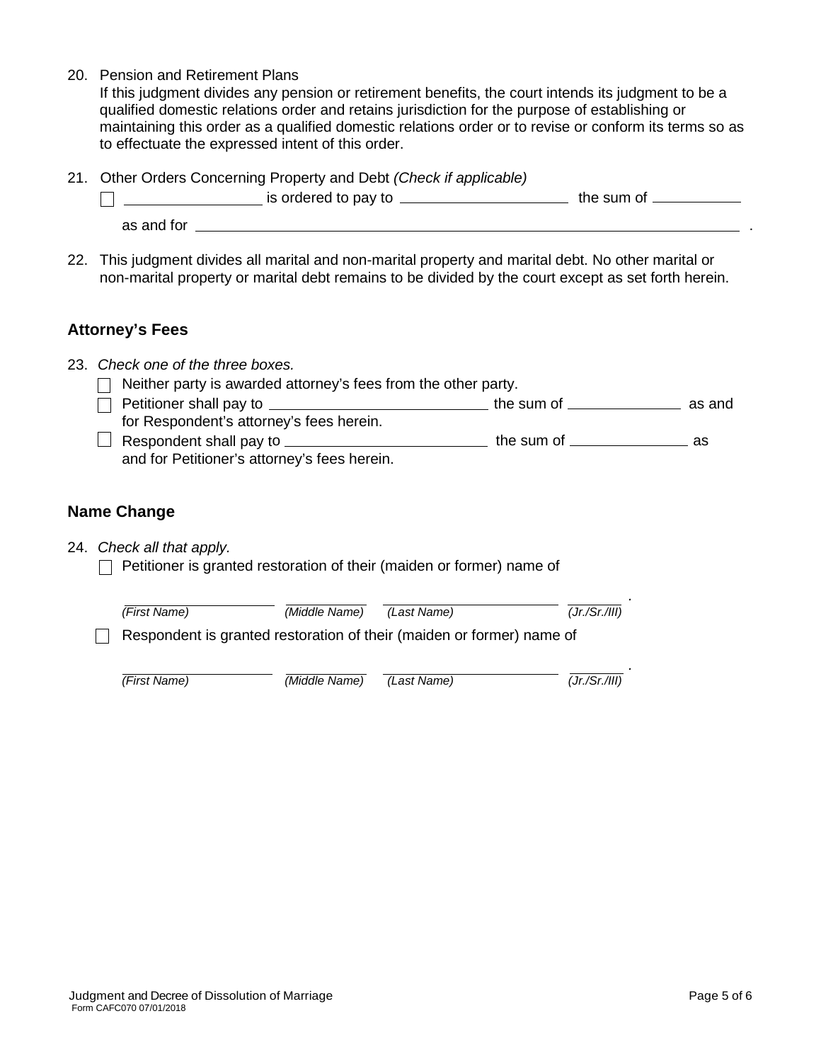20. Pension and Retirement Plans
    If this judgment divides any pension or retirement benefits, the court intends its judgment to be a qualified domestic relations order and retains jurisdiction for the purpose of establishing or maintaining this order as a qualified domestic relations order or to revise or conform its terms so as to effectuate the expressed intent of this order.

21. Other Orders Concerning Property and Debt *(Check if applicable)*
    ☐ ________________ is ordered to pay to ____________________ the sum of __________
    as and for ____________________________________________________________ .

22. This judgment divides all marital and non-marital property and marital debt. No other marital or non-marital property or marital debt remains to be divided by the court except as set forth herein.

## Attorney's Fees

23. *Check one of the three boxes.*
    ☐ Neither party is awarded attorney's fees from the other party.
    ☐ Petitioner shall pay to ________________________ the sum of ______________ as and for Respondent's attorney's fees herein.
    ☐ Respondent shall pay to ________________________ the sum of ______________ as and for Petitioner's attorney's fees herein.

## Name Change

24. *Check all that apply.*
    ☐ Petitioner is granted restoration of their (maiden or former) name of

    ________________ ____________ ________________ ________ .
    *(First Name)* *(Middle Name)* *(Last Name)* *(Jr./Sr./III)*

    ☐ Respondent is granted restoration of their (maiden or former) name of

    ________________ ____________ ________________ ________ .
    *(First Name)* *(Middle Name)* *(Last Name)* *(Jr./Sr./III)*

Judgment and Decree of Dissolution of Marriage
Form CAFC070 07/01/2018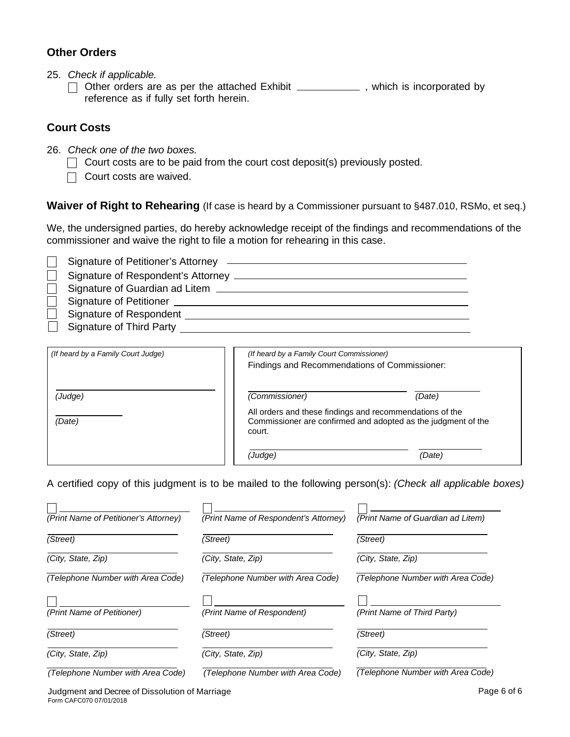## Other Orders

25. *Check if applicable.*
    - ☐ Other orders are as per the attached Exhibit ___________ , which is incorporated by reference as if fully set forth herein.

## Court Costs

26. *Check one of the two boxes.*
    - ☐ Court costs are to be paid from the court cost deposit(s) previously posted.
    - ☐ Court costs are waived.

**Waiver of Right to Rehearing** (If case is heard by a Commissioner pursuant to §487.010, RSMo, et seq.)

We, the undersigned parties, do hereby acknowledge receipt of the findings and recommendations of the commissioner and waive the right to file a motion for rehearing in this case.

- ☐ Signature of Petitioner's Attorney ______________________________
- ☐ Signature of Respondent's Attorney ______________________________
- ☐ Signature of Guardian ad Litem ______________________________
- ☐ Signature of Petitioner ______________________________
- ☐ Signature of Respondent ______________________________
- ☐ Signature of Third Party ______________________________

| *(If heard by a Family Court Judge)* | *(If heard by a Family Court Commissioner)* |
|---|---|
| | Findings and Recommendations of Commissioner: |
| ______________________ *(Judge)* | ______________________ *(Commissioner)* ________ *(Date)* |
| ________ *(Date)* | All orders and these findings and recommendations of the Commissioner are confirmed and adopted as the judgment of the court. |
| | ______________________ *(Judge)* ________ *(Date)* |

A certified copy of this judgment is to be mailed to the following person(s): *(Check all applicable boxes)*

| | | |
|---|---|---|
| ☐ ______________________ | ☐ ______________________ | ☐ ______________________ |
| *(Print Name of Petitioner's Attorney)* | *(Print Name of Respondent's Attorney)* | *(Print Name of Guardian ad Litem)* |
| *(Street)* | *(Street)* | *(Street)* |
| *(City, State, Zip)* | *(City, State, Zip)* | *(City, State, Zip)* |
| *(Telephone Number with Area Code)* | *(Telephone Number with Area Code)* | *(Telephone Number with Area Code)* |
| ☐ ______________________ | ☐ ______________________ | ☐ ______________________ |
| *(Print Name of Petitioner)* | *(Print Name of Respondent)* | *(Print Name of Third Party)* |
| *(Street)* | *(Street)* | *(Street)* |
| *(City, State, Zip)* | *(City, State, Zip)* | *(City, State, Zip)* |
| *(Telephone Number with Area Code)* | *(Telephone Number with Area Code)* | *(Telephone Number with Area Code)* |

Judgment and Decree of Dissolution of Marriage
Form CAFC070 07/01/2018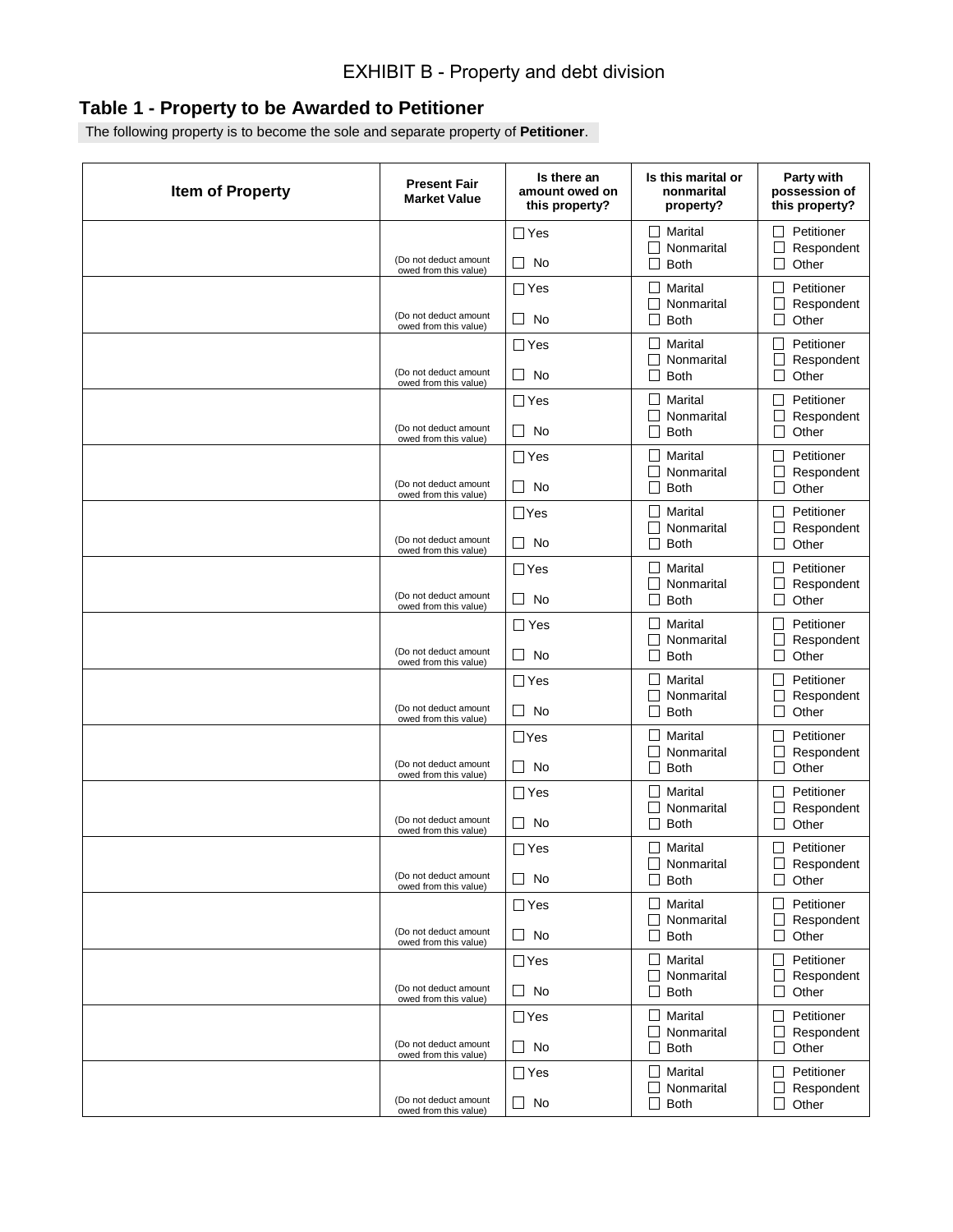EXHIBIT B - Property and debt division

## Table 1 - Property to be Awarded to Petitioner

The following property is to become the sole and separate property of **Petitioner**.

| Item of Property | Present Fair Market Value | Is there an amount owed on this property? | Is this marital or nonmarital property? | Party with possession of this property? |
|---|---|---|---|---|
| | (Do not deduct amount owed from this value) | ☐ Yes ☐ No | ☐ Marital ☐ Nonmarital ☐ Both | ☐ Petitioner ☐ Respondent ☐ Other |
| | (Do not deduct amount owed from this value) | ☐ Yes ☐ No | ☐ Marital ☐ Nonmarital ☐ Both | ☐ Petitioner ☐ Respondent ☐ Other |
| | (Do not deduct amount owed from this value) | ☐ Yes ☐ No | ☐ Marital ☐ Nonmarital ☐ Both | ☐ Petitioner ☐ Respondent ☐ Other |
| | (Do not deduct amount owed from this value) | ☐ Yes ☐ No | ☐ Marital ☐ Nonmarital ☐ Both | ☐ Petitioner ☐ Respondent ☐ Other |
| | (Do not deduct amount owed from this value) | ☐ Yes ☐ No | ☐ Marital ☐ Nonmarital ☐ Both | ☐ Petitioner ☐ Respondent ☐ Other |
| | (Do not deduct amount owed from this value) | ☐ Yes ☐ No | ☐ Marital ☐ Nonmarital ☐ Both | ☐ Petitioner ☐ Respondent ☐ Other |
| | (Do not deduct amount owed from this value) | ☐ Yes ☐ No | ☐ Marital ☐ Nonmarital ☐ Both | ☐ Petitioner ☐ Respondent ☐ Other |
| | (Do not deduct amount owed from this value) | ☐ Yes ☐ No | ☐ Marital ☐ Nonmarital ☐ Both | ☐ Petitioner ☐ Respondent ☐ Other |
| | (Do not deduct amount owed from this value) | ☐ Yes ☐ No | ☐ Marital ☐ Nonmarital ☐ Both | ☐ Petitioner ☐ Respondent ☐ Other |
| | (Do not deduct amount owed from this value) | ☐ Yes ☐ No | ☐ Marital ☐ Nonmarital ☐ Both | ☐ Petitioner ☐ Respondent ☐ Other |
| | (Do not deduct amount owed from this value) | ☐ Yes ☐ No | ☐ Marital ☐ Nonmarital ☐ Both | ☐ Petitioner ☐ Respondent ☐ Other |
| | (Do not deduct amount owed from this value) | ☐ Yes ☐ No | ☐ Marital ☐ Nonmarital ☐ Both | ☐ Petitioner ☐ Respondent ☐ Other |
| | (Do not deduct amount owed from this value) | ☐ Yes ☐ No | ☐ Marital ☐ Nonmarital ☐ Both | ☐ Petitioner ☐ Respondent ☐ Other |
| | (Do not deduct amount owed from this value) | ☐ Yes ☐ No | ☐ Marital ☐ Nonmarital ☐ Both | ☐ Petitioner ☐ Respondent ☐ Other |
| | (Do not deduct amount owed from this value) | ☐ Yes ☐ No | ☐ Marital ☐ Nonmarital ☐ Both | ☐ Petitioner ☐ Respondent ☐ Other |
| | (Do not deduct amount owed from this value) | ☐ Yes ☐ No | ☐ Marital ☐ Nonmarital ☐ Both | ☐ Petitioner ☐ Respondent ☐ Other |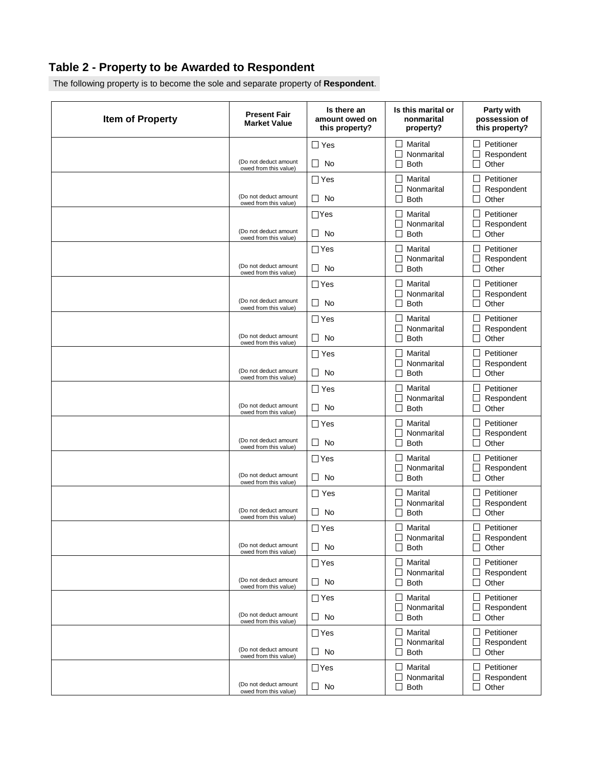## Table 2 - Property to be Awarded to Respondent

The following property is to become the sole and separate property of **Respondent**.

| Item of Property | Present Fair Market Value | Is there an amount owed on this property? | Is this marital or nonmarital property? | Party with possession of this property? |
|---|---|---|---|---|
| | (Do not deduct amount owed from this value) | ☐ Yes ☐ No | ☐ Marital ☐ Nonmarital ☐ Both | ☐ Petitioner ☐ Respondent ☐ Other |
| | (Do not deduct amount owed from this value) | ☐ Yes ☐ No | ☐ Marital ☐ Nonmarital ☐ Both | ☐ Petitioner ☐ Respondent ☐ Other |
| | (Do not deduct amount owed from this value) | ☐ Yes ☐ No | ☐ Marital ☐ Nonmarital ☐ Both | ☐ Petitioner ☐ Respondent ☐ Other |
| | (Do not deduct amount owed from this value) | ☐ Yes ☐ No | ☐ Marital ☐ Nonmarital ☐ Both | ☐ Petitioner ☐ Respondent ☐ Other |
| | (Do not deduct amount owed from this value) | ☐ Yes ☐ No | ☐ Marital ☐ Nonmarital ☐ Both | ☐ Petitioner ☐ Respondent ☐ Other |
| | (Do not deduct amount owed from this value) | ☐ Yes ☐ No | ☐ Marital ☐ Nonmarital ☐ Both | ☐ Petitioner ☐ Respondent ☐ Other |
| | (Do not deduct amount owed from this value) | ☐ Yes ☐ No | ☐ Marital ☐ Nonmarital ☐ Both | ☐ Petitioner ☐ Respondent ☐ Other |
| | (Do not deduct amount owed from this value) | ☐ Yes ☐ No | ☐ Marital ☐ Nonmarital ☐ Both | ☐ Petitioner ☐ Respondent ☐ Other |
| | (Do not deduct amount owed from this value) | ☐ Yes ☐ No | ☐ Marital ☐ Nonmarital ☐ Both | ☐ Petitioner ☐ Respondent ☐ Other |
| | (Do not deduct amount owed from this value) | ☐ Yes ☐ No | ☐ Marital ☐ Nonmarital ☐ Both | ☐ Petitioner ☐ Respondent ☐ Other |
| | (Do not deduct amount owed from this value) | ☐ Yes ☐ No | ☐ Marital ☐ Nonmarital ☐ Both | ☐ Petitioner ☐ Respondent ☐ Other |
| | (Do not deduct amount owed from this value) | ☐ Yes ☐ No | ☐ Marital ☐ Nonmarital ☐ Both | ☐ Petitioner ☐ Respondent ☐ Other |
| | (Do not deduct amount owed from this value) | ☐ Yes ☐ No | ☐ Marital ☐ Nonmarital ☐ Both | ☐ Petitioner ☐ Respondent ☐ Other |
| | (Do not deduct amount owed from this value) | ☐ Yes ☐ No | ☐ Marital ☐ Nonmarital ☐ Both | ☐ Petitioner ☐ Respondent ☐ Other |
| | (Do not deduct amount owed from this value) | ☐ Yes ☐ No | ☐ Marital ☐ Nonmarital ☐ Both | ☐ Petitioner ☐ Respondent ☐ Other |
| | (Do not deduct amount owed from this value) | ☐ Yes ☐ No | ☐ Marital ☐ Nonmarital ☐ Both | ☐ Petitioner ☐ Respondent ☐ Other |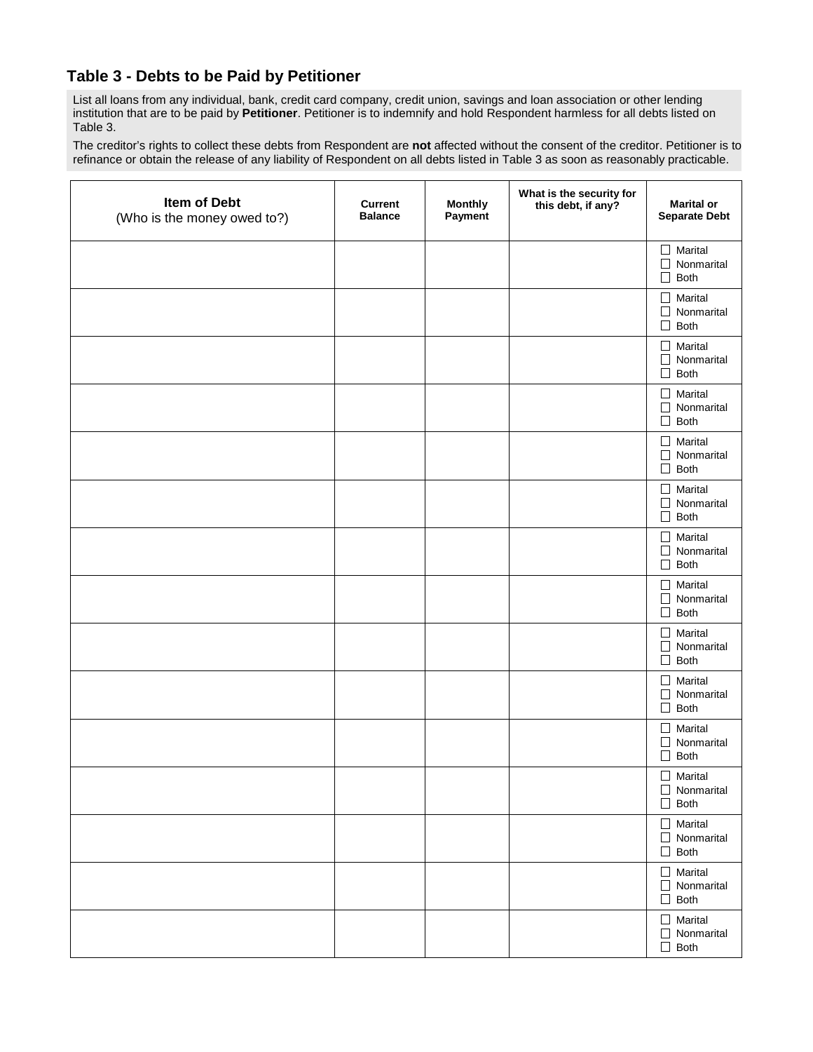## Table 3 - Debts to be Paid by Petitioner

List all loans from any individual, bank, credit card company, credit union, savings and loan association or other lending institution that are to be paid by **Petitioner**. Petitioner is to indemnify and hold Respondent harmless for all debts listed on Table 3.

The creditor's rights to collect these debts from Respondent are **not** affected without the consent of the creditor. Petitioner is to refinance or obtain the release of any liability of Respondent on all debts listed in Table 3 as soon as reasonably practicable.

| **Item of Debt** (Who is the money owed to?) | **Current Balance** | **Monthly Payment** | **What is the security for this debt, if any?** | **Marital or Separate Debt** |
|---|---|---|---|---|
| | | | | ☐ Marital ☐ Nonmarital ☐ Both |
| | | | | ☐ Marital ☐ Nonmarital ☐ Both |
| | | | | ☐ Marital ☐ Nonmarital ☐ Both |
| | | | | ☐ Marital ☐ Nonmarital ☐ Both |
| | | | | ☐ Marital ☐ Nonmarital ☐ Both |
| | | | | ☐ Marital ☐ Nonmarital ☐ Both |
| | | | | ☐ Marital ☐ Nonmarital ☐ Both |
| | | | | ☐ Marital ☐ Nonmarital ☐ Both |
| | | | | ☐ Marital ☐ Nonmarital ☐ Both |
| | | | | ☐ Marital ☐ Nonmarital ☐ Both |
| | | | | ☐ Marital ☐ Nonmarital ☐ Both |
| | | | | ☐ Marital ☐ Nonmarital ☐ Both |
| | | | | ☐ Marital ☐ Nonmarital ☐ Both |
| | | | | ☐ Marital ☐ Nonmarital ☐ Both |
| | | | | ☐ Marital ☐ Nonmarital ☐ Both |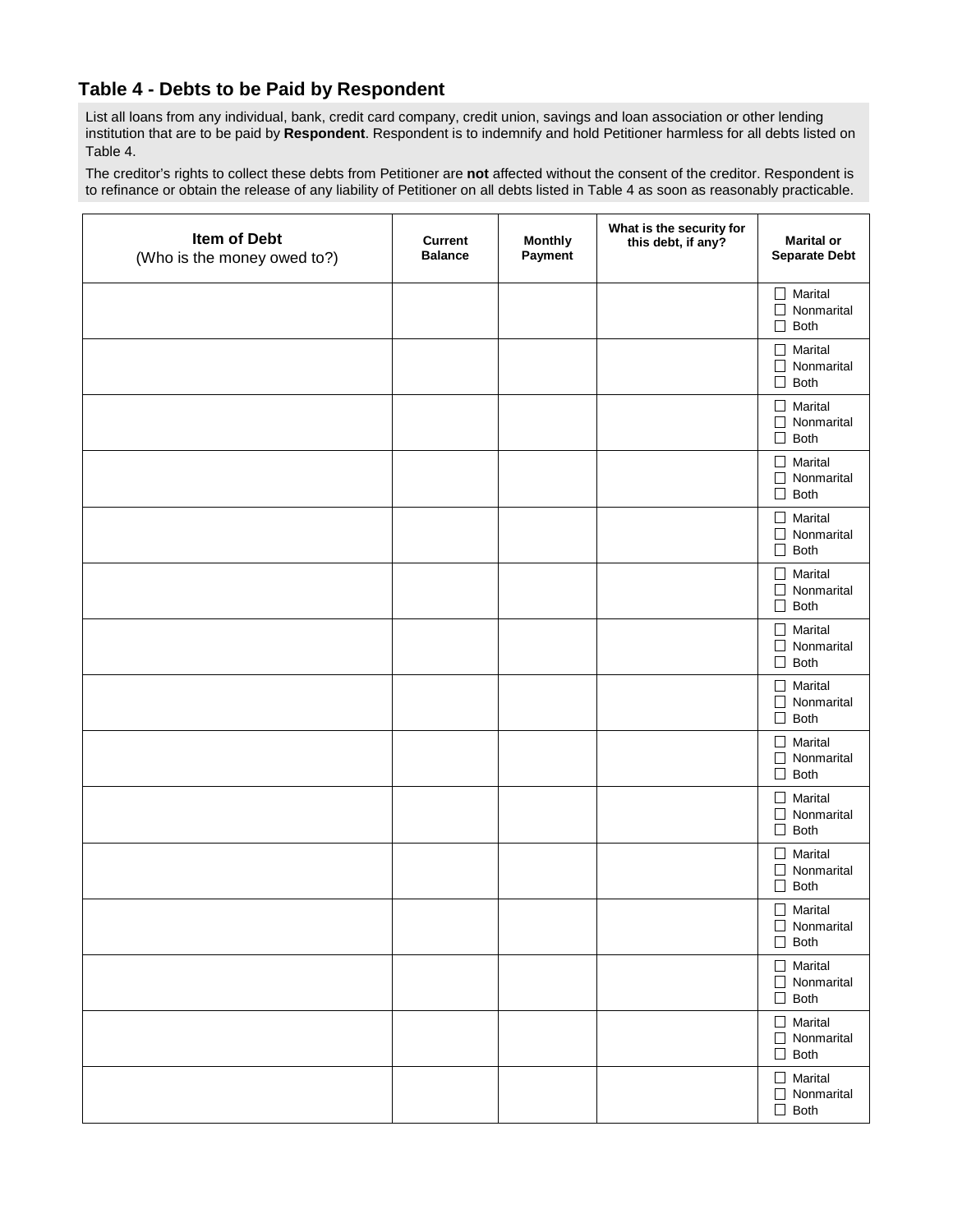## Table 4 - Debts to be Paid by Respondent

List all loans from any individual, bank, credit card company, credit union, savings and loan association or other lending institution that are to be paid by **Respondent**. Respondent is to indemnify and hold Petitioner harmless for all debts listed on Table 4.

The creditor's rights to collect these debts from Petitioner are **not** affected without the consent of the creditor. Respondent is to refinance or obtain the release of any liability of Petitioner on all debts listed in Table 4 as soon as reasonably practicable.

| **Item of Debt** (Who is the money owed to?) | **Current Balance** | **Monthly Payment** | **What is the security for this debt, if any?** | **Marital or Separate Debt** |
|---|---|---|---|---|
| | | | | ☐ Marital ☐ Nonmarital ☐ Both |
| | | | | ☐ Marital ☐ Nonmarital ☐ Both |
| | | | | ☐ Marital ☐ Nonmarital ☐ Both |
| | | | | ☐ Marital ☐ Nonmarital ☐ Both |
| | | | | ☐ Marital ☐ Nonmarital ☐ Both |
| | | | | ☐ Marital ☐ Nonmarital ☐ Both |
| | | | | ☐ Marital ☐ Nonmarital ☐ Both |
| | | | | ☐ Marital ☐ Nonmarital ☐ Both |
| | | | | ☐ Marital ☐ Nonmarital ☐ Both |
| | | | | ☐ Marital ☐ Nonmarital ☐ Both |
| | | | | ☐ Marital ☐ Nonmarital ☐ Both |
| | | | | ☐ Marital ☐ Nonmarital ☐ Both |
| | | | | ☐ Marital ☐ Nonmarital ☐ Both |
| | | | | ☐ Marital ☐ Nonmarital ☐ Both |
| | | | | ☐ Marital ☐ Nonmarital ☐ Both |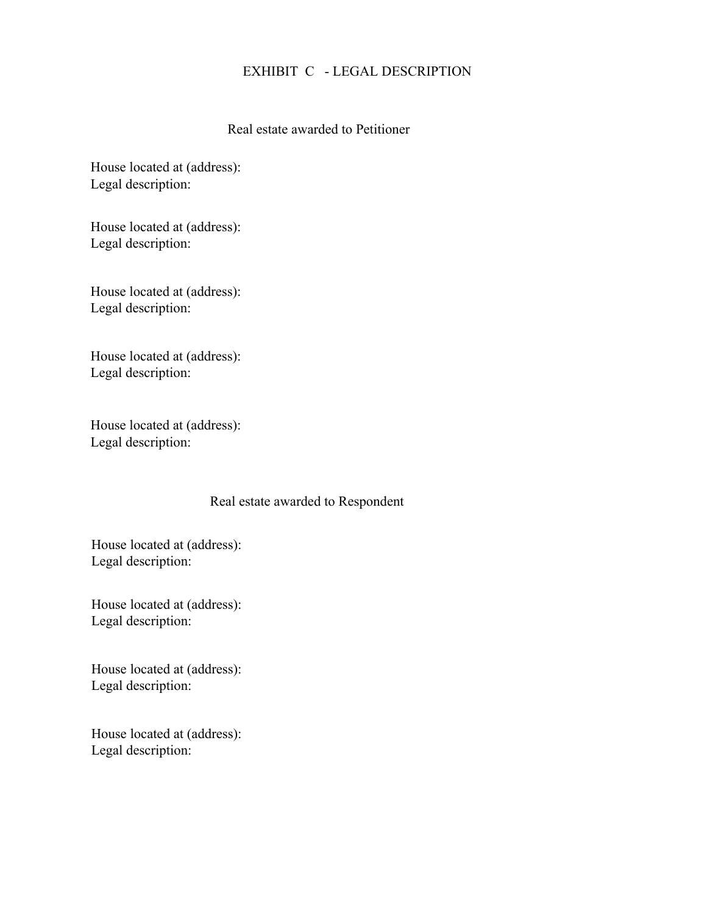# EXHIBIT C - LEGAL DESCRIPTION

## Real estate awarded to Petitioner

House located at (address):
Legal description:

House located at (address):
Legal description:

House located at (address):
Legal description:

House located at (address):
Legal description:

House located at (address):
Legal description:

## Real estate awarded to Respondent

House located at (address):
Legal description:

House located at (address):
Legal description:

House located at (address):
Legal description:

House located at (address):
Legal description: